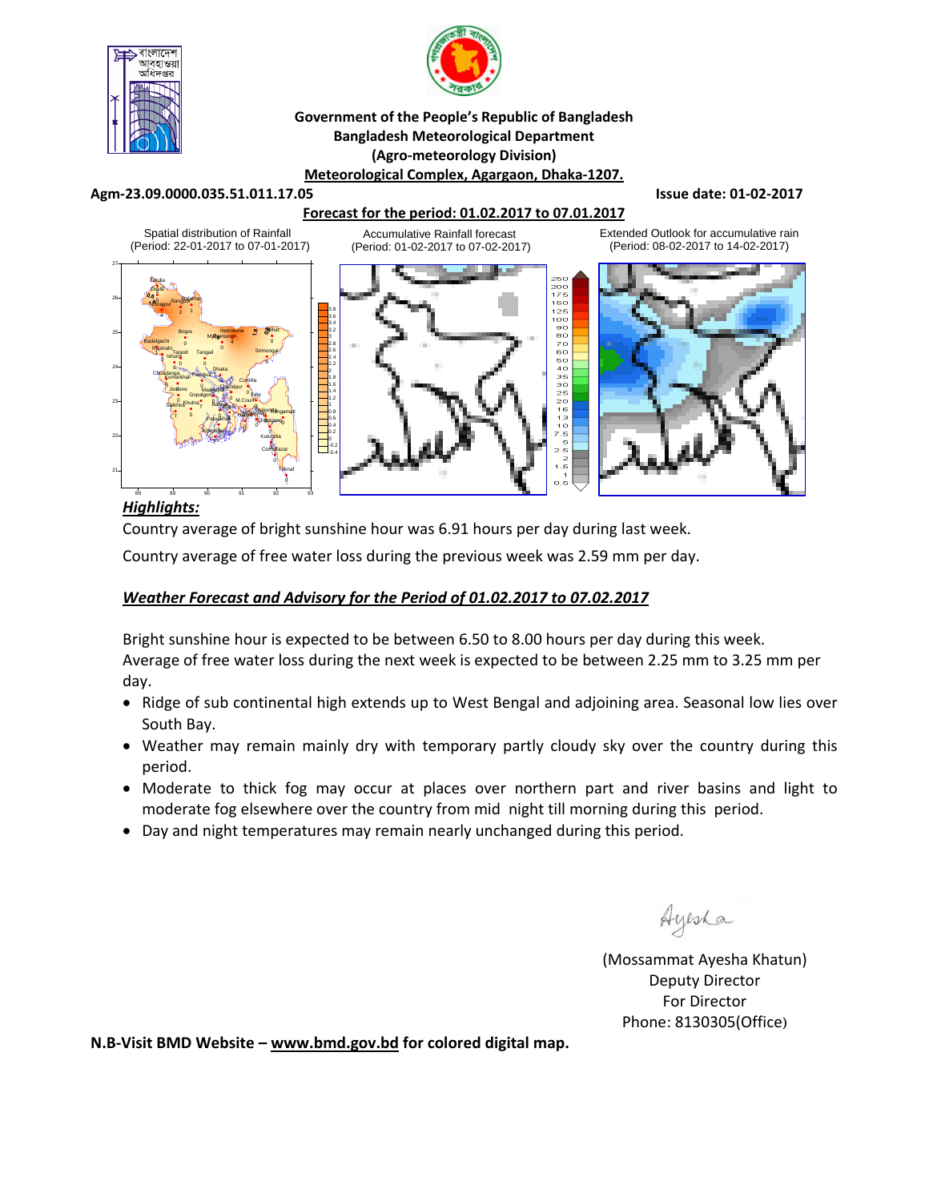**Government of the People's Republic of Bangladesh**
**Bangladesh Meteorological Department**
**(Agro-meteorology Division)**
**Meteorological Complex, Agargaon, Dhaka-1207.**

**Agm-23.09.0000.035.51.011.17.05** **Issue date: 01-02-2017**

**Forecast for the period: 01.02.2017 to 07.01.2017**

Spatial distribution of Rainfall (Period: 22-01-2017 to 07-01-2017)

Accumulative Rainfall forecast (Period: 01-02-2017 to 07-02-2017)

Extended Outlook for accumulative rain (Period: 08-02-2017 to 14-02-2017)

***Highlights:***

Country average of bright sunshine hour was 6.91 hours per day during last week.

Country average of free water loss during the previous week was 2.59 mm per day.

***Weather Forecast and Advisory for the Period of 01.02.2017 to 07.02.2017***

Bright sunshine hour is expected to be between 6.50 to 8.00 hours per day during this week.
Average of free water loss during the next week is expected to be between 2.25 mm to 3.25 mm per day.

- Ridge of sub continental high extends up to West Bengal and adjoining area. Seasonal low lies over South Bay.
- Weather may remain mainly dry with temporary partly cloudy sky over the country during this period.
- Moderate to thick fog may occur at places over northern part and river basins and light to moderate fog elsewhere over the country from mid night till morning during this period.
- Day and night temperatures may remain nearly unchanged during this period.

Ayesha

(Mossammat Ayesha Khatun)
Deputy Director
For Director
Phone: 8130305(Office)

**N.B-Visit BMD Website – www.bmd.gov.bd for colored digital map.**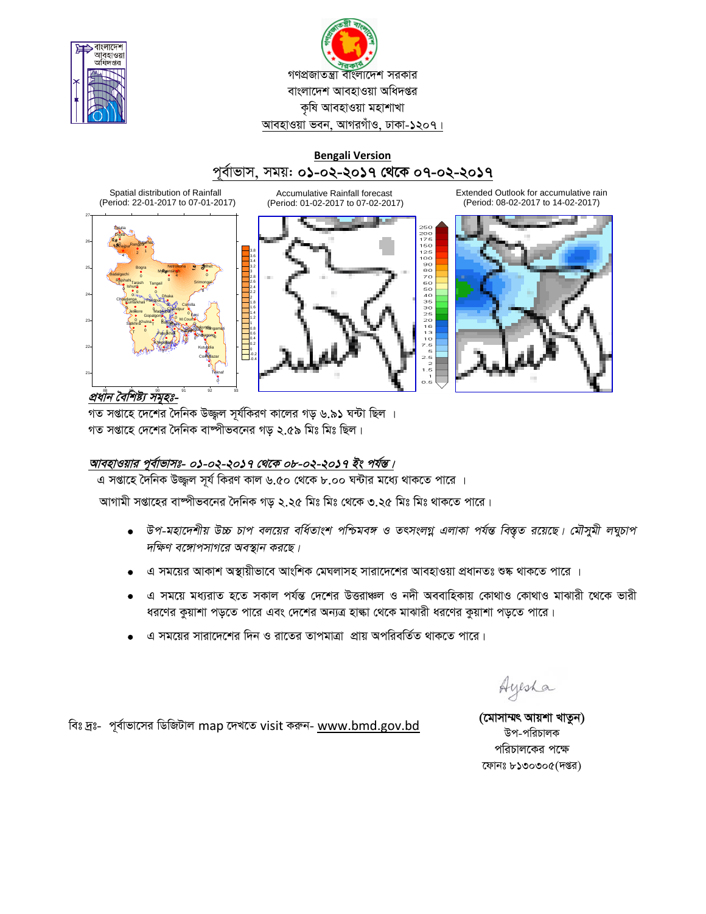গণপ্রজাতন্ত্রী বাংলাদেশ সরকার
বাংলাদেশ আবহাওয়া অধিদপ্তর
কৃষি আবহাওয়া মহাশাখা
আবহাওয়া ভবন, আগরগাঁও, ঢাকা-১২০৭।

**Bengali Version**

## পূর্বাভাস, সময়: ০১-০২-২০১৭ থেকে ০৭-০২-২০১৭

Spatial distribution of Rainfall (Period: 22-01-2017 to 07-01-2017)

Accumulative Rainfall forecast (Period: 01-02-2017 to 07-02-2017)

Extended Outlook for accumulative rain (Period: 08-02-2017 to 14-02-2017)

***প্রধান বৈশিষ্ট্য সমূহঃ-***

গত সপ্তাহে দেশের দৈনিক উজ্জ্বল সূর্যকিরণ কালের গড় ৬.৯১ ঘন্টা ছিল ।
গত সপ্তাহে দেশের দৈনিক বাষ্পীভবনের গড় ২.৫৯ মিঃ মিঃ ছিল।

***আবহাওয়ার পূর্বাভাসঃ- ০১-০২-২০১৭ থেকে ০৮-০২-২০১৭ ইং পর্যন্ত।***

এ সপ্তাহে দৈনিক উজ্জ্বল সূর্য কিরণ কাল ৬.৫০ থেকে ৮.০০ ঘন্টার মধ্যে থাকতে পারে ।

আগামী সপ্তাহের বাষ্পীভবনের দৈনিক গড় ২.২৫ মিঃ মিঃ থেকে ৩.২৫ মিঃ মিঃ থাকতে পারে।

- *উপ-মহাদেশীয় উচ্চ চাপ বলয়ের বর্ধিতাংশ পশ্চিমবঙ্গ ও তৎসংলগ্ন এলাকা পর্যন্ত বিস্তৃত রয়েছে। মৌসুমী লঘুচাপ দক্ষিণ বঙ্গোপসাগরে অবস্থান করছে।*
- এ সময়ের আকাশ অস্থায়ীভাবে আংশিক মেঘলাসহ সারাদেশের আবহাওয়া প্রধানতঃ শুষ্ক থাকতে পারে ।
- এ সময়ে মধ্যরাত হতে সকাল পর্যন্ত দেশের উত্তরাঞ্চল ও নদী অববাহিকায় কোথাও কোথাও মাঝারী থেকে ভারী ধরণের কুয়াশা পড়তে পারে এবং দেশের অন্যত্র হাল্কা থেকে মাঝারী ধরণের কুয়াশা পড়তে পারে।
- এ সময়ের সারাদেশের দিন ও রাতের তাপমাত্রা প্রায় অপরিবর্তিত থাকতে পারে।

বিঃ দ্রঃ- পূর্বাভাসের ডিজিটাল map দেখতে visit করুন- www.bmd.gov.bd

Ayesha

**(মোসাম্মৎ আয়শা খাতুন)**
উপ-পরিচালক
পরিচালকের পক্ষে
ফোনঃ ৮১৩০৩০৫(দপ্তর)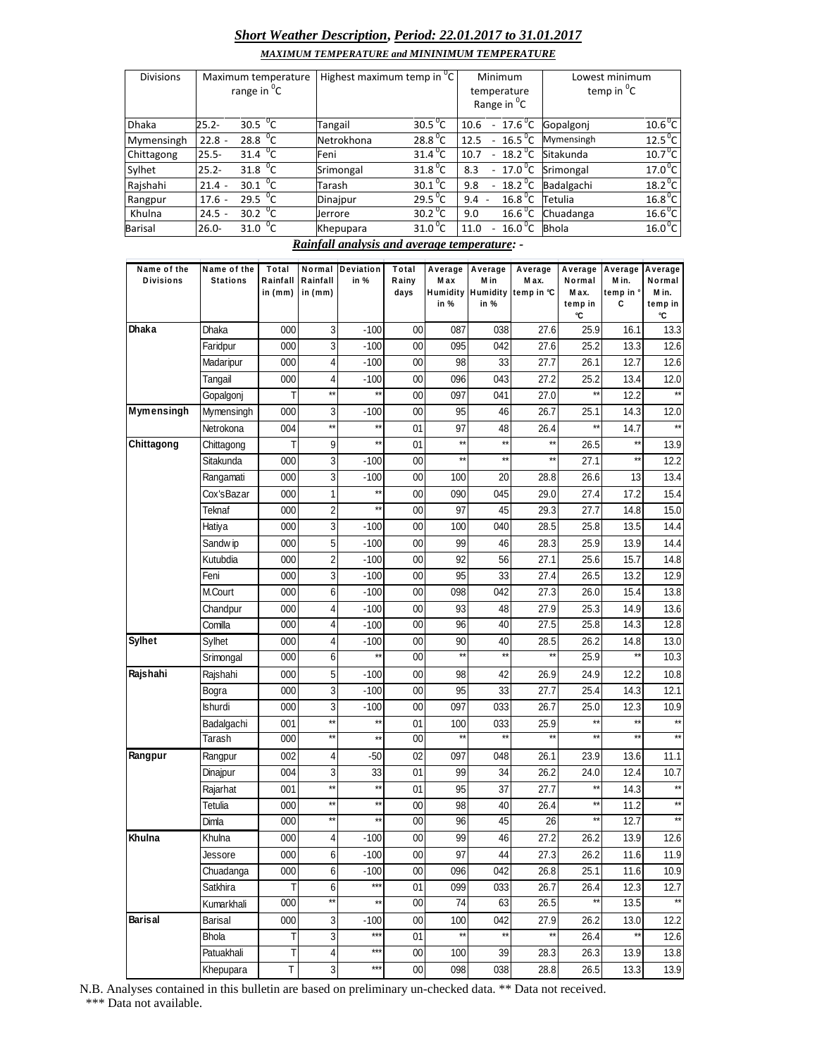## *Short Weather Description, Period: 22.01.2017 to 31.01.2017*

### *MAXIMUM TEMPERATURE and MININIMUM TEMPERATURE*

| Divisions | Maximum temperature range in $^0$C | Highest maximum temp in $^0$C | | Minimum temperature Range in $^0$C | Lowest minimum temp in $^0$C | |
|---|---|---|---|---|---|---|
| Dhaka | 25.2- 30.5 $^0$C | Tangail | 30.5 $^0$C | 10.6 - 17.6 $^0$C | Gopalgonj | 10.6 $^0$C |
| Mymensingh | 22.8 - 28.8 $^0$C | Netrokhona | 28.8 $^0$C | 12.5 - 16.5 $^0$C | Mymensingh | 12.5 $^0$C |
| Chittagong | 25.5- 31.4 $^0$C | Feni | 31.4 $^0$C | 10.7 - 18.2 $^0$C | Sitakunda | 10.7 $^0$C |
| Sylhet | 25.2- 31.8 $^0$C | Srimongal | 31.8 $^0$C | 8.3 - 17.0 $^0$C | Srimongal | 17.0 $^0$C |
| Rajshahi | 21.4 - 30.1 $^0$C | Tarash | 30.1 $^0$C | 9.8 - 18.2 $^0$C | Badalgachi | 18.2 $^0$C |
| Rangpur | 17.6 - 29.5 $^0$C | Dinajpur | 29.5 $^0$C | 9.4 - 16.8 $^0$C | Tetulia | 16.8 $^0$C |
| Khulna | 24.5 - 30.2 $^0$C | Jerrore | 30.2 $^0$C | 9.0 16.6 $^0$C | Chuadanga | 16.6 $^0$C |
| Barisal | 26.0- 31.0 $^0$C | Khepupara | 31.0 $^0$C | 11.0 - 16.0 $^0$C | Bhola | 16.0 $^0$C |

### *Rainfall analysis and average temperature: -*

| Name of the Divisions | Name of the Stations | Total Rainfall in (mm) | Normal Rainfall in (mm) | Deviation in % | Total Rainy days | Average Max Humidity in % | Average Min Humidity in % | Average Max. temp in ℃ | Average Normal Max. temp in ℃ | Average Min. temp in ℃ | Average Normal Min. temp in ℃ |
|---|---|---|---|---|---|---|---|---|---|---|---|
| **Dhaka** | Dhaka | 000 | 3 | -100 | 00 | 087 | 038 | 27.6 | 25.9 | 16.1 | 13.3 |
| | Faridpur | 000 | 3 | -100 | 00 | 095 | 042 | 27.6 | 25.2 | 13.3 | 12.6 |
| | Madaripur | 000 | 4 | -100 | 00 | 98 | 33 | 27.7 | 26.1 | 12.7 | 12.6 |
| | Tangail | 000 | 4 | -100 | 00 | 096 | 043 | 27.2 | 25.2 | 13.4 | 12.0 |
| | Gopalgonj | T | ** | ** | 00 | 097 | 041 | 27.0 | ** | 12.2 | ** |
| **Mymensingh** | Mymensingh | 000 | 3 | -100 | 00 | 95 | 46 | 26.7 | 25.1 | 14.3 | 12.0 |
| | Netrokona | 004 | ** | ** | 01 | 97 | 48 | 26.4 | ** | 14.7 | ** |
| **Chittagong** | Chittagong | T | 9 | ** | 01 | ** | ** | ** | 26.5 | ** | 13.9 |
| | Sitakunda | 000 | 3 | -100 | 00 | ** | ** | ** | 27.1 | ** | 12.2 |
| | Rangamati | 000 | 3 | -100 | 00 | 100 | 20 | 28.8 | 26.6 | 13 | 13.4 |
| | Cox'sBazar | 000 | 1 | ** | 00 | 090 | 045 | 29.0 | 27.4 | 17.2 | 15.4 |
| | Teknaf | 000 | 2 | ** | 00 | 97 | 45 | 29.3 | 27.7 | 14.8 | 15.0 |
| | Hatiya | 000 | 3 | -100 | 00 | 100 | 040 | 28.5 | 25.8 | 13.5 | 14.4 |
| | Sandwip | 000 | 5 | -100 | 00 | 99 | 46 | 28.3 | 25.9 | 13.9 | 14.4 |
| | Kutubdia | 000 | 2 | -100 | 00 | 92 | 56 | 27.1 | 25.6 | 15.7 | 14.8 |
| | Feni | 000 | 3 | -100 | 00 | 95 | 33 | 27.4 | 26.5 | 13.2 | 12.9 |
| | M.Court | 000 | 6 | -100 | 00 | 098 | 042 | 27.3 | 26.0 | 15.4 | 13.8 |
| | Chandpur | 000 | 4 | -100 | 00 | 93 | 48 | 27.9 | 25.3 | 14.9 | 13.6 |
| | Comilla | 000 | 4 | -100 | 00 | 96 | 40 | 27.5 | 25.8 | 14.3 | 12.8 |
| **Sylhet** | Sylhet | 000 | 4 | -100 | 00 | 90 | 40 | 28.5 | 26.2 | 14.8 | 13.0 |
| | Srimongal | 000 | 6 | ** | 00 | ** | ** | ** | 25.9 | ** | 10.3 |
| **Rajshahi** | Rajshahi | 000 | 5 | -100 | 00 | 98 | 42 | 26.9 | 24.9 | 12.2 | 10.8 |
| | Bogra | 000 | 3 | -100 | 00 | 95 | 33 | 27.7 | 25.4 | 14.3 | 12.1 |
| | Ishurdi | 000 | 3 | -100 | 00 | 097 | 033 | 26.7 | 25.0 | 12.3 | 10.9 |
| | Badalgachi | 001 | ** | ** | 01 | 100 | 033 | 25.9 | ** | ** | ** |
| | Tarash | 000 | ** | ** | 00 | ** | ** | ** | ** | ** | ** |
| **Rangpur** | Rangpur | 002 | 4 | -50 | 02 | 097 | 048 | 26.1 | 23.9 | 13.6 | 11.1 |
| | Dinajpur | 004 | 3 | 33 | 01 | 99 | 34 | 26.2 | 24.0 | 12.4 | 10.7 |
| | Rajarhat | 001 | ** | ** | 01 | 95 | 37 | 27.7 | ** | 14.3 | ** |
| | Tetulia | 000 | ** | ** | 00 | 98 | 40 | 26.4 | ** | 11.2 | ** |
| | Dimla | 000 | ** | ** | 00 | 96 | 45 | 26 | ** | 12.7 | ** |
| **Khulna** | Khulna | 000 | 4 | -100 | 00 | 99 | 46 | 27.2 | 26.2 | 13.9 | 12.6 |
| | Jessore | 000 | 6 | -100 | 00 | 97 | 44 | 27.3 | 26.2 | 11.6 | 11.9 |
| | Chuadanga | 000 | 6 | -100 | 00 | 096 | 042 | 26.8 | 25.1 | 11.6 | 10.9 |
| | Satkhira | T | 6 | *** | 01 | 099 | 033 | 26.7 | 26.4 | 12.3 | 12.7 |
| | Kumarkhali | 000 | ** | ** | 00 | 74 | 63 | 26.5 | ** | 13.5 | ** |
| **Barisal** | Barisal | 000 | 3 | -100 | 00 | 100 | 042 | 27.9 | 26.2 | 13.0 | 12.2 |
| | Bhola | T | 3 | *** | 01 | ** | ** | ** | 26.4 | ** | 12.6 |
| | Patuakhali | T | 4 | *** | 00 | 100 | 39 | 28.3 | 26.3 | 13.9 | 13.8 |
| | Khepupara | T | 3 | *** | 00 | 098 | 038 | 28.8 | 26.5 | 13.3 | 13.9 |

N.B. Analyses contained in this bulletin are based on preliminary un-checked data. ** Data not received.
*** Data not available.